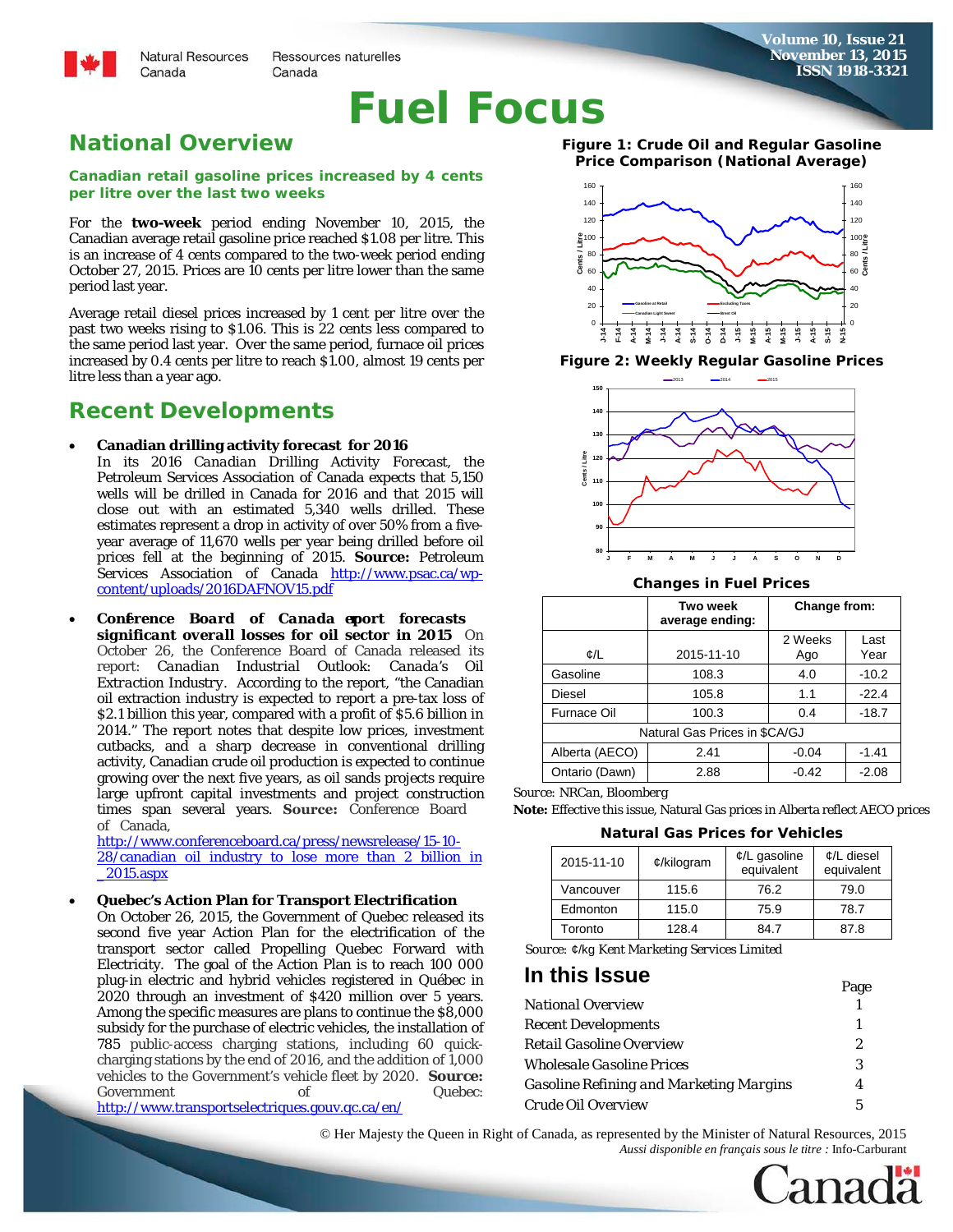# Fuel Focus

## National Overview

**Canadian retail gasoline prices increased by 4 cents per litre over the last two weeks**

For the **two-week** period ending November 10, 2015, the Canadian average retail gasoline price reached $1.08 per litre. This is an increase of 4 cents compared to the two-week period ending October 27, 2015. Prices are 10 cents per litre lower than the same period last year.

Average retail diesel prices increased by 1 cent per litre over the past two weeks rising to $1.06. This is 22 cents less compared to the same period last year. Over the same period, furnace oil prices increased by 0.4 cents per litre to reach $1.00, almost 19 cents per litre less than a year ago.

## Recent Developments

- **Canadian drilling activity forecast for 2016**
  In its 2016 *Canadian Drilling Activity Forecast*, the Petroleum Services Association of Canada expects that 5,150 wells will be drilled in Canada for 2016 and that 2015 will close out with an estimated 5,340 wells drilled. These estimates represent a drop in activity of over 50% from a five-year average of 11,670 wells per year being drilled before oil prices fell at the beginning of 2015. **Source:** Petroleum Services Association of Canada http://www.psac.ca/wp-content/uploads/2016DAFNOV15.pdf

- ***Conference Board of Canada report forecasts significant overall losses for oil sector in 2015*** On October 26, the Conference Board of Canada released its report: *Canadian Industrial Outlook: Canada's Oil Extraction Industry*. According to the report, "the Canadian oil extraction industry is expected to report a pre-tax loss of $2.1 billion this year, compared with a profit of $5.6 billion in 2014." The report notes that despite low prices, investment cutbacks, and a sharp decrease in conventional drilling activity, Canadian crude oil production is expected to continue growing over the next five years, as oil sands projects require large upfront capital investments and project construction times span several years. **Source:** Conference Board of Canada, http://www.conferenceboard.ca/press/newsrelease/15-10-28/canadian_oil_industry_to_lose_more_than_2_billion_in_2015.aspx

- **Quebec's Action Plan for Transport Electrification**
  On October 26, 2015, the Government of Quebec released its second five year Action Plan for the electrification of the transport sector called Propelling Quebec Forward with Electricity. The goal of the Action Plan is to reach 100 000 plug-in electric and hybrid vehicles registered in Québec in 2020 through an investment of $420 million over 5 years. Among the specific measures are plans to continue the $8,000 subsidy for the purchase of electric vehicles, the installation of 785 public-access charging stations, including 60 quick-charging stations by the end of 2016, and the addition of 1,000 vehicles to the Government's vehicle fleet by 2020. **Source:** Government of Quebec: http://www.transportselectriques.gouv.qc.ca/en/

**Figure 1: Crude Oil and Regular Gasoline Price Comparison (National Average)**

**Figure 2: Weekly Regular Gasoline Prices**

**Changes in Fuel Prices**

| ¢/L | Two week average ending: 2015-11-10 | Change from: 2 Weeks Ago | Last Year |
|---|---|---|---|
| Gasoline | 108.3 | 4.0 | -10.2 |
| Diesel | 105.8 | 1.1 | -22.4 |
| Furnace Oil | 100.3 | 0.4 | -18.7 |
| Natural Gas Prices in $CA/GJ | | | |
| Alberta (AECO) | 2.41 | -0.04 | -1.41 |
| Ontario (Dawn) | 2.88 | -0.42 | -2.08 |

Source: NRCan, Bloomberg

**Note:** Effective this issue, Natural Gas prices in Alberta reflect AECO prices

**Natural Gas Prices for Vehicles**

| 2015-11-10 | ¢/kilogram | ¢/L gasoline equivalent | ¢/L diesel equivalent |
|---|---|---|---|
| Vancouver | 115.6 | 76.2 | 79.0 |
| Edmonton | 115.0 | 75.9 | 78.7 |
| Toronto | 128.4 | 84.7 | 87.8 |

Source: ¢/kg Kent Marketing Services Limited

## In this Issue

| | Page |
|---|---|
| National Overview | 1 |
| Recent Developments | 1 |
| Retail Gasoline Overview | 2 |
| Wholesale Gasoline Prices | 3 |
| Gasoline Refining and Marketing Margins | 4 |
| Crude Oil Overview | 5 |

© Her Majesty the Queen in Right of Canada, as represented by the Minister of Natural Resources, 2015
*Aussi disponible en français sous le titre :* Info-Carburant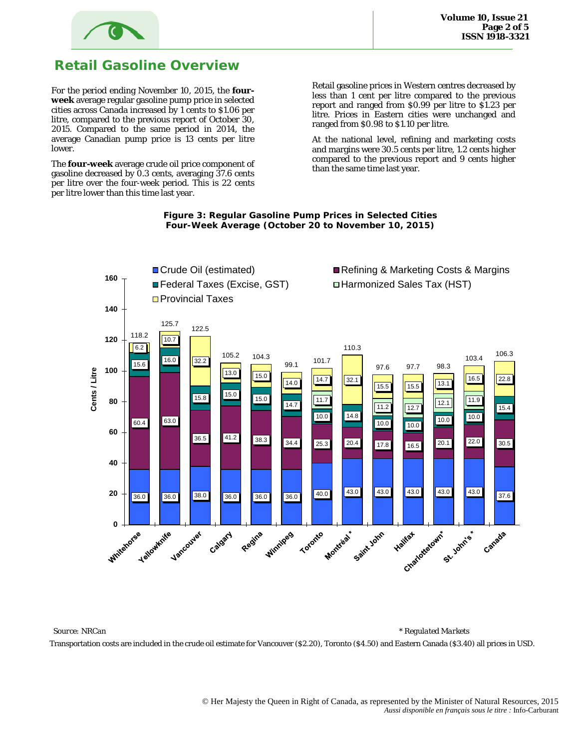# Retail Gasoline Overview

For the period ending November 10, 2015, the **four-week** average regular gasoline pump price in selected cities across Canada increased by 1 cents to $1.06 per litre, compared to the previous report of October 30, 2015. Compared to the same period in 2014, the average Canadian pump price is 13 cents per litre lower.

The **four-week** average crude oil price component of gasoline decreased by 0.3 cents, averaging 37.6 cents per litre over the four-week period. This is 22 cents per litre lower than this time last year.

Retail gasoline prices in Western centres decreased by less than 1 cent per litre compared to the previous report and ranged from $0.99 per litre to $1.23 per litre. Prices in Eastern cities were unchanged and ranged from $0.98 to $1.10 per litre.

At the national level, refining and marketing costs and margins were 30.5 cents per litre, 1.2 cents higher compared to the previous report and 9 cents higher than the same time last year.

**Figure 3: Regular Gasoline Pump Prices in Selected Cities**
**Four-Week Average (October 20 to November 10, 2015)**

Cents / Litre

| City | Crude Oil (estimated) | Refining & Marketing Costs & Margins | Federal Taxes (Excise, GST) | Harmonized Sales Tax (HST) | Provincial Taxes | Total |
|---|---|---|---|---|---|---|
| Whitehorse | 36.0 | 60.4 | 15.6 | | 6.2 | 118.2 |
| Yellowknife | 36.0 | 63.0 | 16.0 | | 10.7 | 125.7 |
| Vancouver | 38.0 | 36.5 | 15.8 | | 32.2 | 122.5 |
| Calgary | 36.0 | 41.2 | 15.0 | | 13.0 | 105.2 |
| Regina | 36.0 | 38.3 | 15.0 | | 15.0 | 104.3 |
| Winnipeg | 36.0 | 34.4 | 14.7 | | 14.0 | 99.1 |
| Toronto | 40.0 | 25.3 | 10.0 | 11.7 | 14.7 | 101.7 |
| Montréal* | 43.0 | 20.4 | 14.8 | | 32.1 | 110.3 |
| Saint John | 43.0 | 17.8 | 10.0 | 11.2 | 15.5 | 97.6 |
| Halifax | 43.0 | 16.5 | 10.0 | 12.7 | 15.5 | 97.7 |
| Charlottetown* | 43.0 | 20.1 | 10.0 | 12.1 | 13.1 | 98.3 |
| St. John's* | 43.0 | 22.0 | 10.0 | 11.9 | 16.5 | 103.4 |
| Canada | 37.6 | 30.5 | 15.4 | | 22.8 | 106.3 |

*Source: NRCan* — *\* Regulated Markets*

Transportation costs are included in the crude oil estimate for Vancouver ($2.20), Toronto ($4.50) and Eastern Canada ($3.40) all prices in USD.

© Her Majesty the Queen in Right of Canada, as represented by the Minister of Natural Resources, 2015
*Aussi disponible en français sous le titre :* Info-Carburant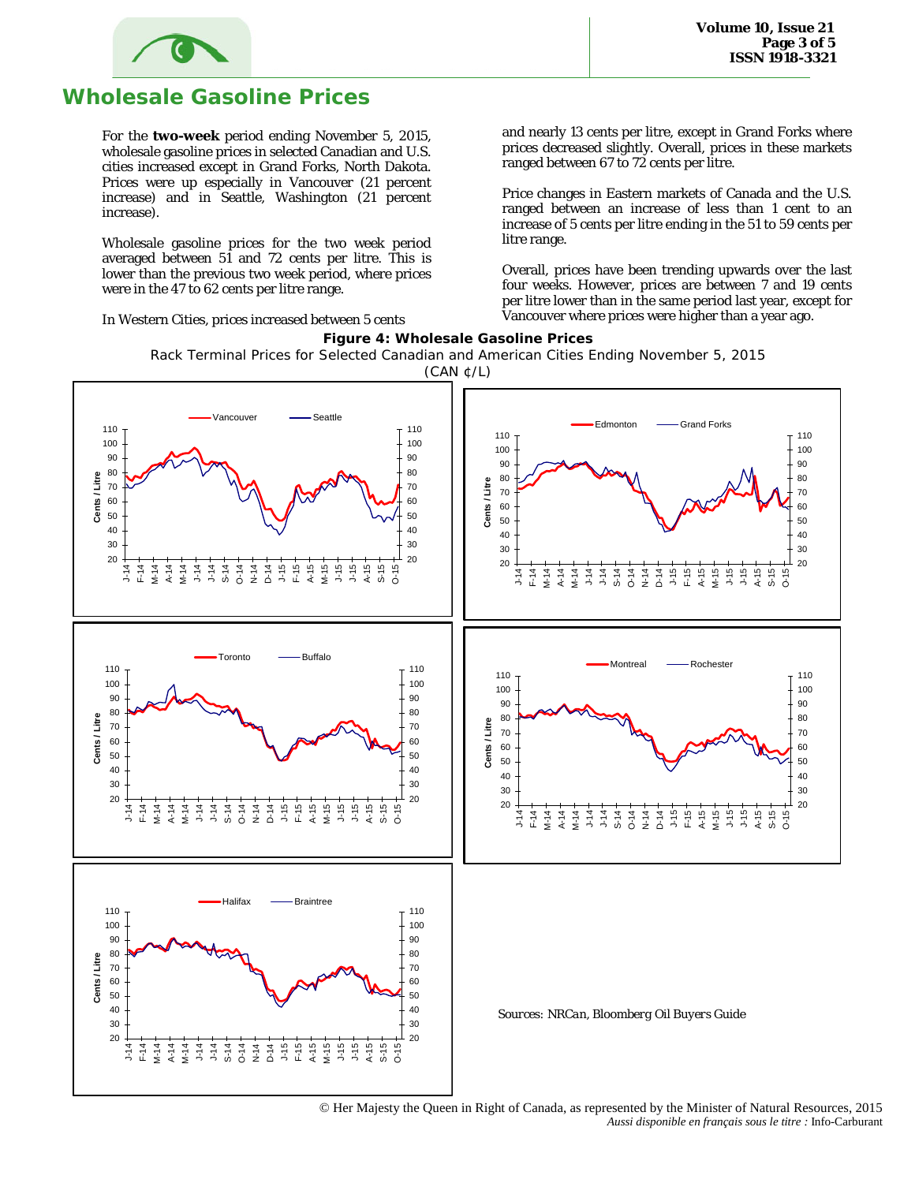# Wholesale Gasoline Prices

For the **two-week** period ending November 5, 2015, wholesale gasoline prices in selected Canadian and U.S. cities increased except in Grand Forks, North Dakota. Prices were up especially in Vancouver (21 percent increase) and in Seattle, Washington (21 percent increase).

Wholesale gasoline prices for the two week period averaged between 51 and 72 cents per litre. This is lower than the previous two week period, where prices were in the 47 to 62 cents per litre range.

In Western Cities, prices increased between 5 cents and nearly 13 cents per litre, except in Grand Forks where prices decreased slightly. Overall, prices in these markets ranged between 67 to 72 cents per litre.

Price changes in Eastern markets of Canada and the U.S. ranged between an increase of less than 1 cent to an increase of 5 cents per litre ending in the 51 to 59 cents per litre range.

Overall, prices have been trending upwards over the last four weeks. However, prices are between 7 and 19 cents per litre lower than in the same period last year, except for Vancouver where prices were higher than a year ago.

**Figure 4: Wholesale Gasoline Prices**

Rack Terminal Prices for Selected Canadian and American Cities Ending November 5, 2015 (CAN ¢/L)

*Sources: NRCan, Bloomberg Oil Buyers Guide*

© Her Majesty the Queen in Right of Canada, as represented by the Minister of Natural Resources, 2015
*Aussi disponible en français sous le titre :* Info-Carburant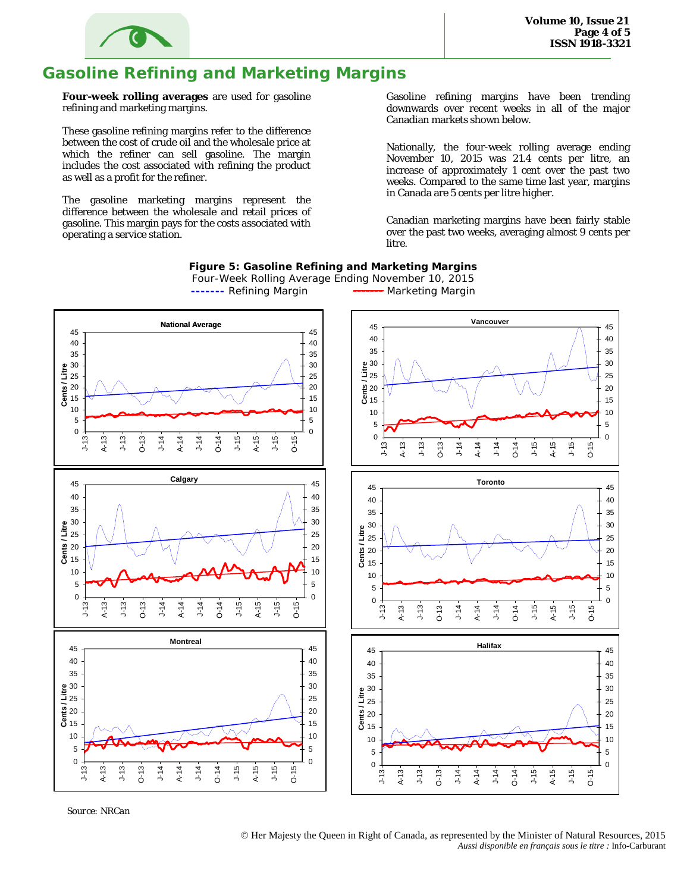# Gasoline Refining and Marketing Margins

**Four-week rolling averages** are used for gasoline refining and marketing margins.

These gasoline refining margins refer to the difference between the cost of crude oil and the wholesale price at which the refiner can sell gasoline. The margin includes the cost associated with refining the product as well as a profit for the refiner.

The gasoline marketing margins represent the difference between the wholesale and retail prices of gasoline. This margin pays for the costs associated with operating a service station.

Gasoline refining margins have been trending downwards over recent weeks in all of the major Canadian markets shown below.

Nationally, the four-week rolling average ending November 10, 2015 was 21.4 cents per litre, an increase of approximately 1 cent over the past two weeks. Compared to the same time last year, margins in Canada are 5 cents per litre higher.

Canadian marketing margins have been fairly stable over the past two weeks, averaging almost 9 cents per litre.

**Figure 5: Gasoline Refining and Marketing Margins**
Four-Week Rolling Average Ending November 10, 2015
------- Refining Margin ——— Marketing Margin

Source: NRCan

© Her Majesty the Queen in Right of Canada, as represented by the Minister of Natural Resources, 2015
*Aussi disponible en français sous le titre :* Info-Carburant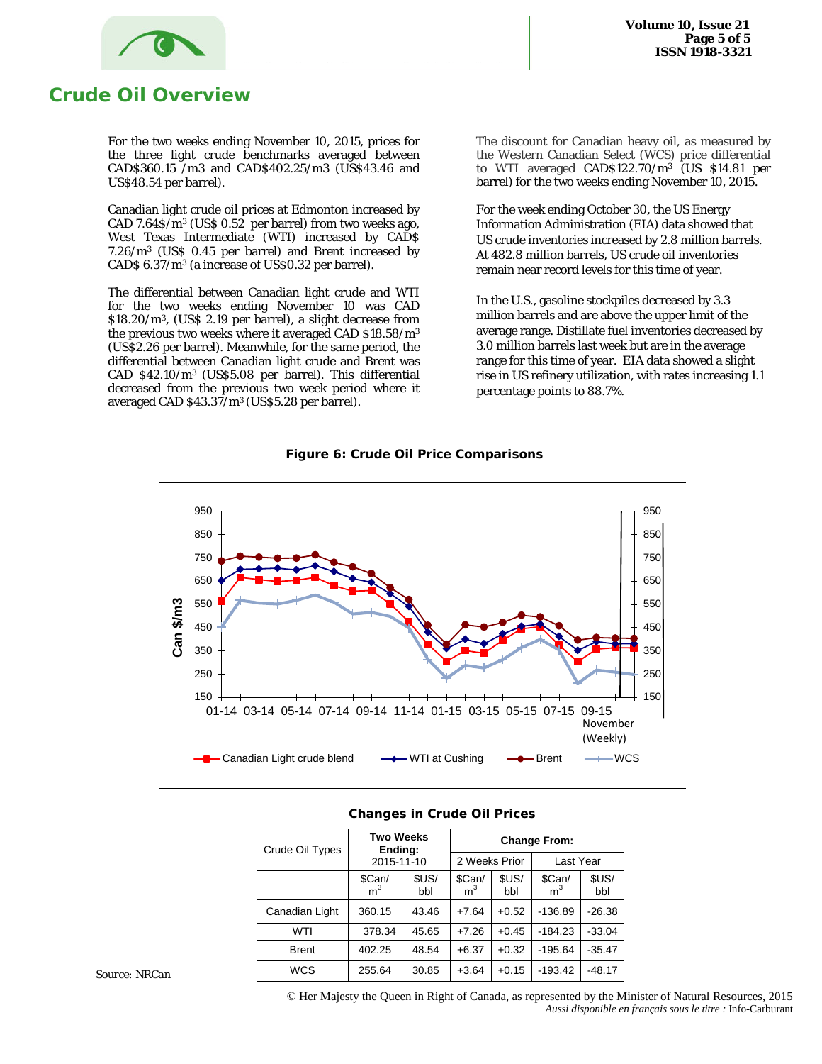# Crude Oil Overview

For the two weeks ending November 10, 2015, prices for the three light crude benchmarks averaged between CAD$360.15 /m3 and CAD$402.25/m3 (US$43.46 and US$48.54 per barrel).

Canadian light crude oil prices at Edmonton increased by CAD 7.64$/m$^3$ (US$ 0.52 per barrel) from two weeks ago, West Texas Intermediate (WTI) increased by CAD$ 7.26/m$^3$ (US$ 0.45 per barrel) and Brent increased by CAD$ 6.37/m$^3$ (a increase of US$0.32 per barrel).

The differential between Canadian light crude and WTI for the two weeks ending November 10 was CAD $18.20/m$^3$, (US$ 2.19 per barrel), a slight decrease from the previous two weeks where it averaged CAD $18.58/m$^3$ (US$2.26 per barrel). Meanwhile, for the same period, the differential between Canadian light crude and Brent was CAD $42.10/m$^3$ (US$5.08 per barrel). This differential decreased from the previous two week period where it averaged CAD $43.37/m$^3$ (US$5.28 per barrel).

The discount for Canadian heavy oil, as measured by the Western Canadian Select (WCS) price differential to WTI averaged CAD$122.70/m$^3$ (US $14.81 per barrel) for the two weeks ending November 10, 2015.

For the week ending October 30, the US Energy Information Administration (EIA) data showed that US crude inventories increased by 2.8 million barrels. At 482.8 million barrels, US crude oil inventories remain near record levels for this time of year.

In the U.S., gasoline stockpiles decreased by 3.3 million barrels and are above the upper limit of the average range. Distillate fuel inventories decreased by 3.0 million barrels last week but are in the average range for this time of year. EIA data showed a slight rise in US refinery utilization, with rates increasing 1.1 percentage points to 88.7%.

**Figure 6: Crude Oil Price Comparisons**

Can $/m3

950
850
750
650
550
450
350
250
150

01-14 03-14 05-14 07-14 09-14 11-14 01-15 03-15 05-15 07-15 09-15

November (Weekly)

Canadian Light crude blend — WTI at Cushing — Brent — WCS

**Changes in Crude Oil Prices**

| Crude Oil Types | Two Weeks Ending: 2015-11-10 | | Change From: | | | |
|---|---|---|---|---|---|---|
| | | | 2 Weeks Prior | | Last Year | |
| | $Can/m$^3$ | $US/bbl | $Can/m$^3$ | $US/bbl | $Can/m$^3$ | $US/bbl |
| Canadian Light | 360.15 | 43.46 | +7.64 | +0.52 | -136.89 | -26.38 |
| WTI | 378.34 | 45.65 | +7.26 | +0.45 | -184.23 | -33.04 |
| Brent | 402.25 | 48.54 | +6.37 | +0.32 | -195.64 | -35.47 |
| WCS | 255.64 | 30.85 | +3.64 | +0.15 | -193.42 | -48.17 |

Source: NRCan

© Her Majesty the Queen in Right of Canada, as represented by the Minister of Natural Resources, 2015
*Aussi disponible en français sous le titre :* Info-Carburant